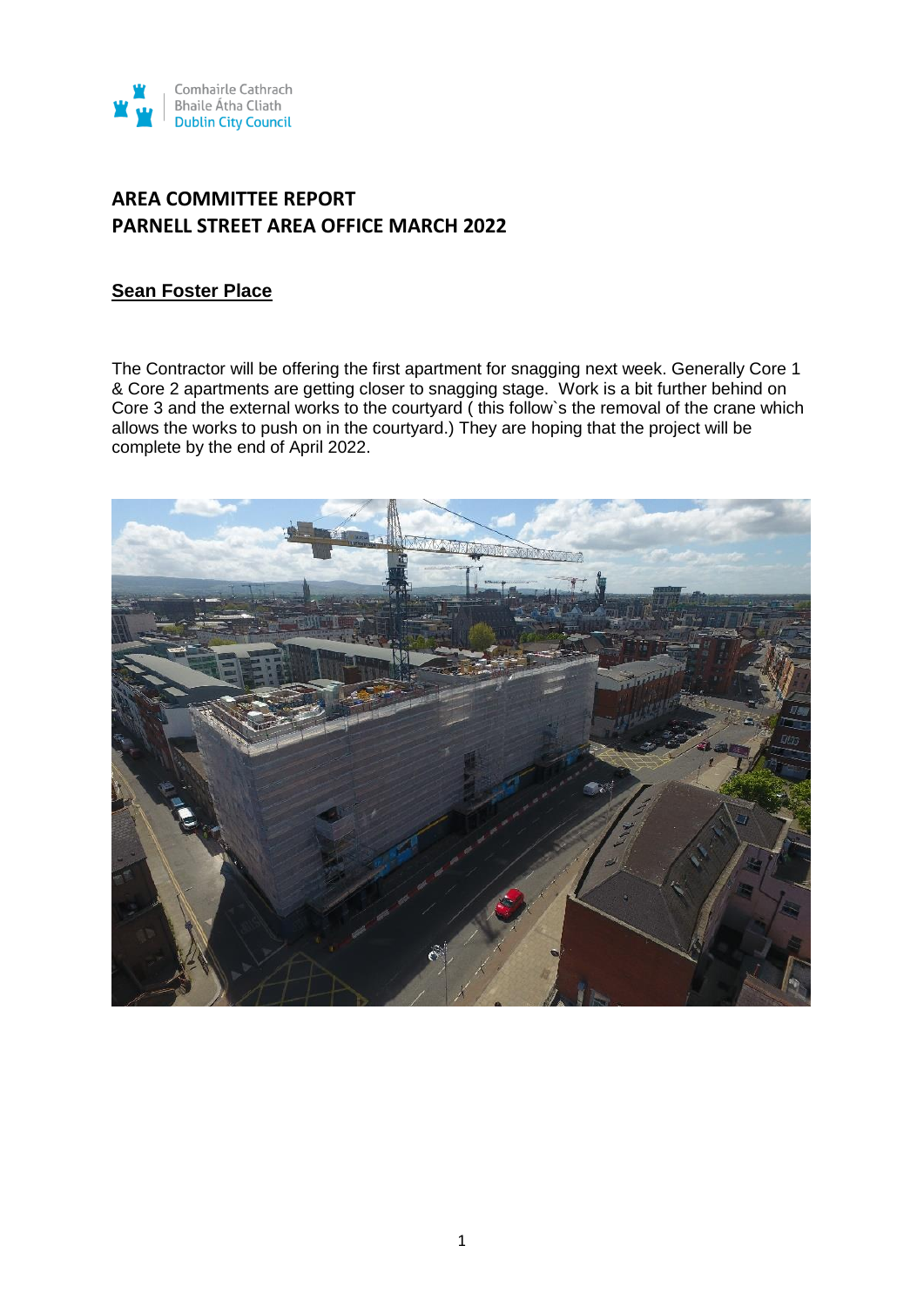Comhairle Cathrach Bhaile Átha Cliath Dublin City Council

## AREA COMMITTEE REPORT
## PARNELL STREET AREA OFFICE MARCH 2022

### Sean Foster Place

The Contractor will be offering the first apartment for snagging next week. Generally Core 1 & Core 2 apartments are getting closer to snagging stage. Work is a bit further behind on Core 3 and the external works to the courtyard ( this follow`s the removal of the crane which allows the works to push on in the courtyard.) They are hoping that the project will be complete by the end of April 2022.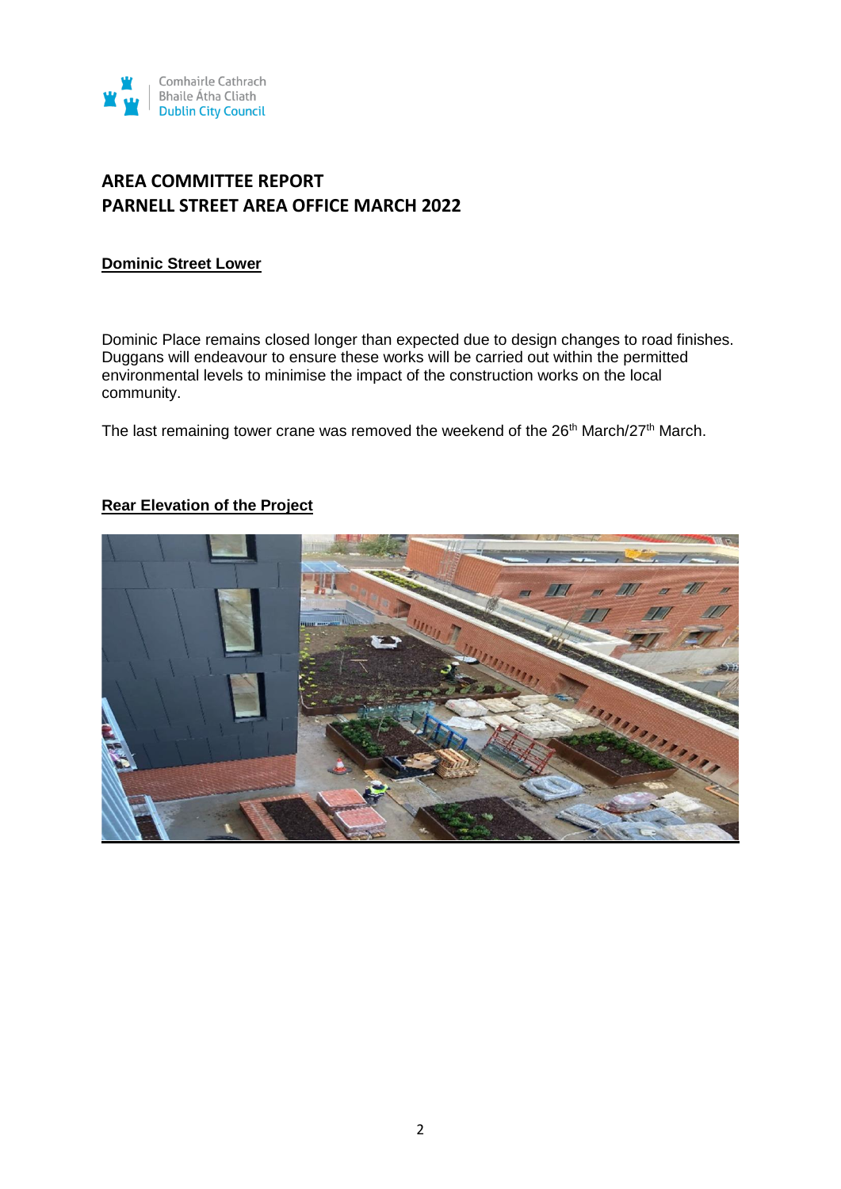# AREA COMMITTEE REPORT
# PARNELL STREET AREA OFFICE MARCH 2022

**Dominic Street Lower**

Dominic Place remains closed longer than expected due to design changes to road finishes. Duggans will endeavour to ensure these works will be carried out within the permitted environmental levels to minimise the impact of the construction works on the local community.

The last remaining tower crane was removed the weekend of the 26th March/27th March.

**Rear Elevation of the Project**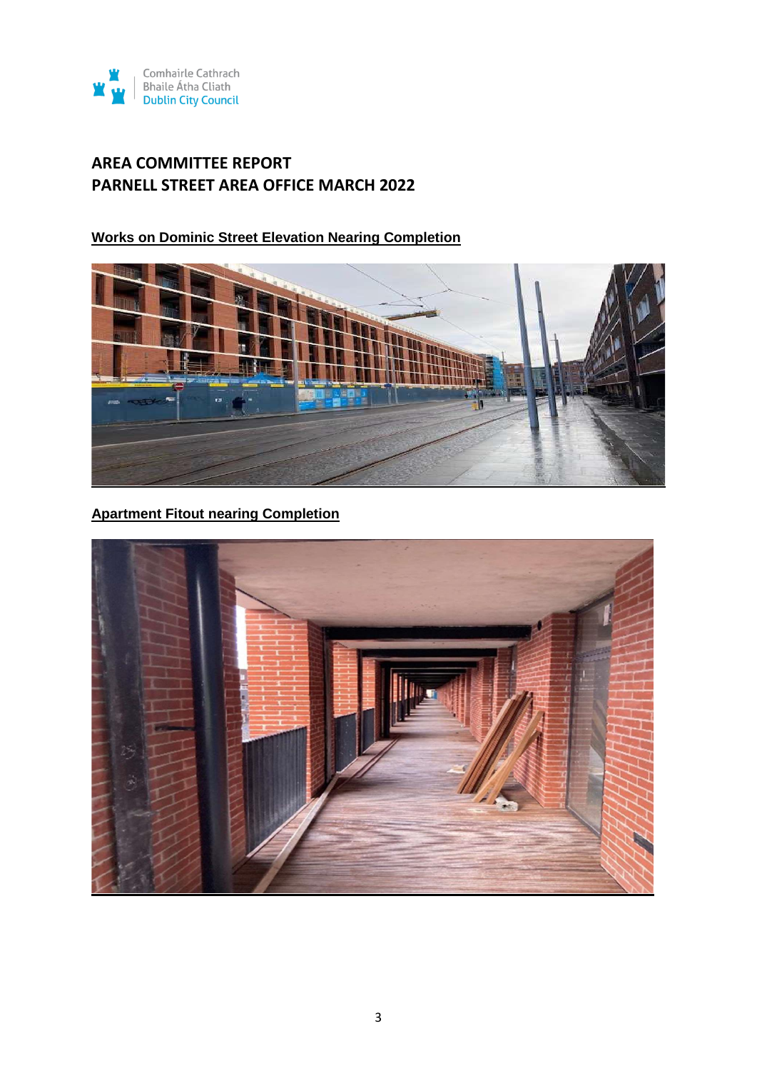# AREA COMMITTEE REPORT
# PARNELL STREET AREA OFFICE MARCH 2022

**Works on Dominic Street Elevation Nearing Completion**

**Apartment Fitout nearing Completion**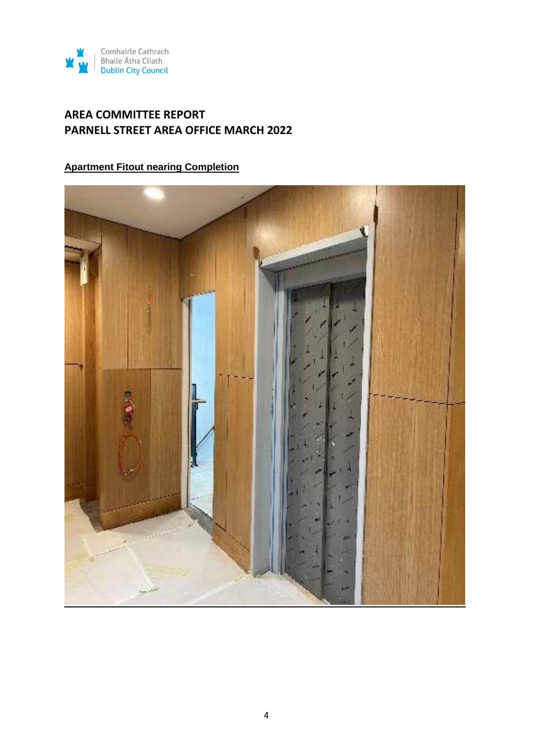Comhairle Cathrach
Bhaile Átha Cliath
Dublin City Council

## AREA COMMITTEE REPORT
## PARNELL STREET AREA OFFICE MARCH 2022

**Apartment Fitout nearing Completion**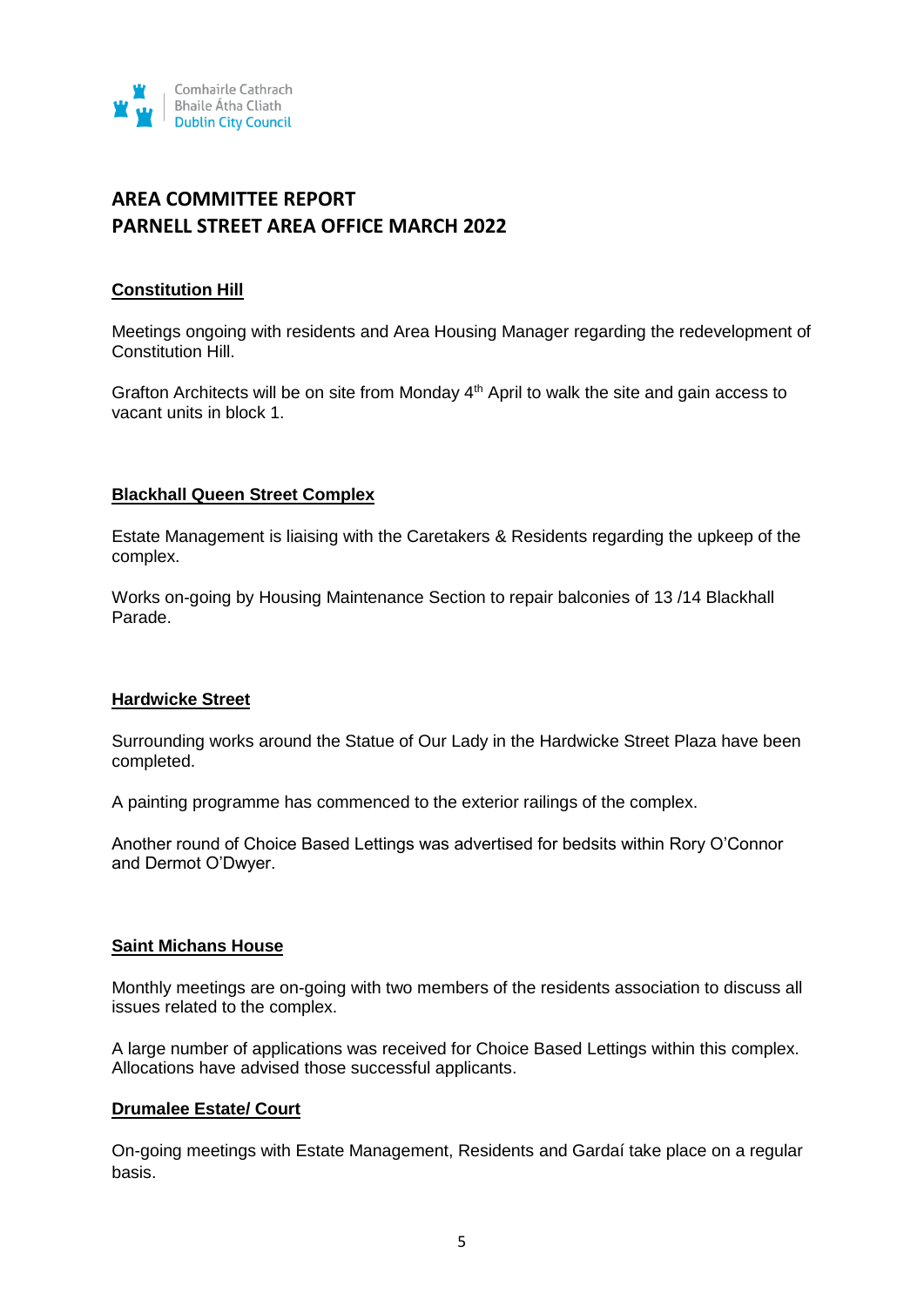# AREA COMMITTEE REPORT
# PARNELL STREET AREA OFFICE MARCH 2022

## Constitution Hill

Meetings ongoing with residents and Area Housing Manager regarding the redevelopment of Constitution Hill.

Grafton Architects will be on site from Monday 4th April to walk the site and gain access to vacant units in block 1.

## Blackhall Queen Street Complex

Estate Management is liaising with the Caretakers & Residents regarding the upkeep of the complex.

Works on-going by Housing Maintenance Section to repair balconies of 13 /14 Blackhall Parade.

## Hardwicke Street

Surrounding works around the Statue of Our Lady in the Hardwicke Street Plaza have been completed.

A painting programme has commenced to the exterior railings of the complex.

Another round of Choice Based Lettings was advertised for bedsits within Rory O'Connor and Dermot O'Dwyer.

## Saint Michans House

Monthly meetings are on-going with two members of the residents association to discuss all issues related to the complex.

A large number of applications was received for Choice Based Lettings within this complex. Allocations have advised those successful applicants.

## Drumalee Estate/ Court

On-going meetings with Estate Management, Residents and Gardaí take place on a regular basis.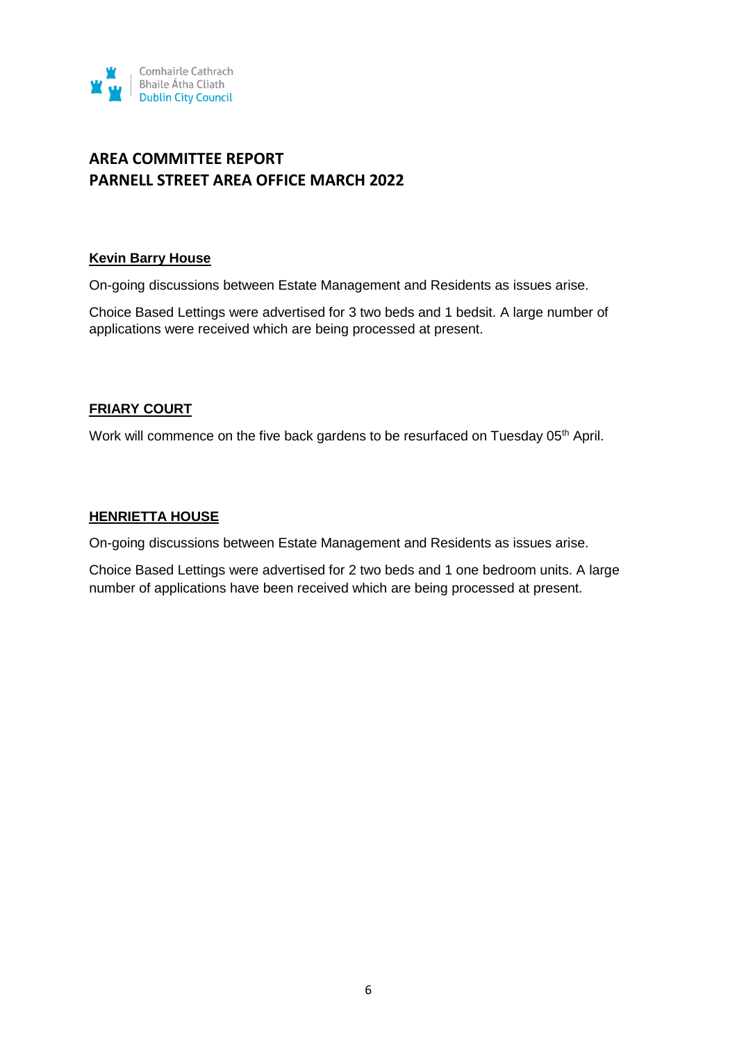Comhairle Cathrach Bhaile Átha Cliath
Dublin City Council

# AREA COMMITTEE REPORT
# PARNELL STREET AREA OFFICE MARCH 2022

## Kevin Barry House

On-going discussions between Estate Management and Residents as issues arise.

Choice Based Lettings were advertised for 3 two beds and 1 bedsit. A large number of applications were received which are being processed at present.

## FRIARY COURT

Work will commence on the five back gardens to be resurfaced on Tuesday 05th April.

## HENRIETTA HOUSE

On-going discussions between Estate Management and Residents as issues arise.

Choice Based Lettings were advertised for 2 two beds and 1 one bedroom units. A large number of applications have been received which are being processed at present.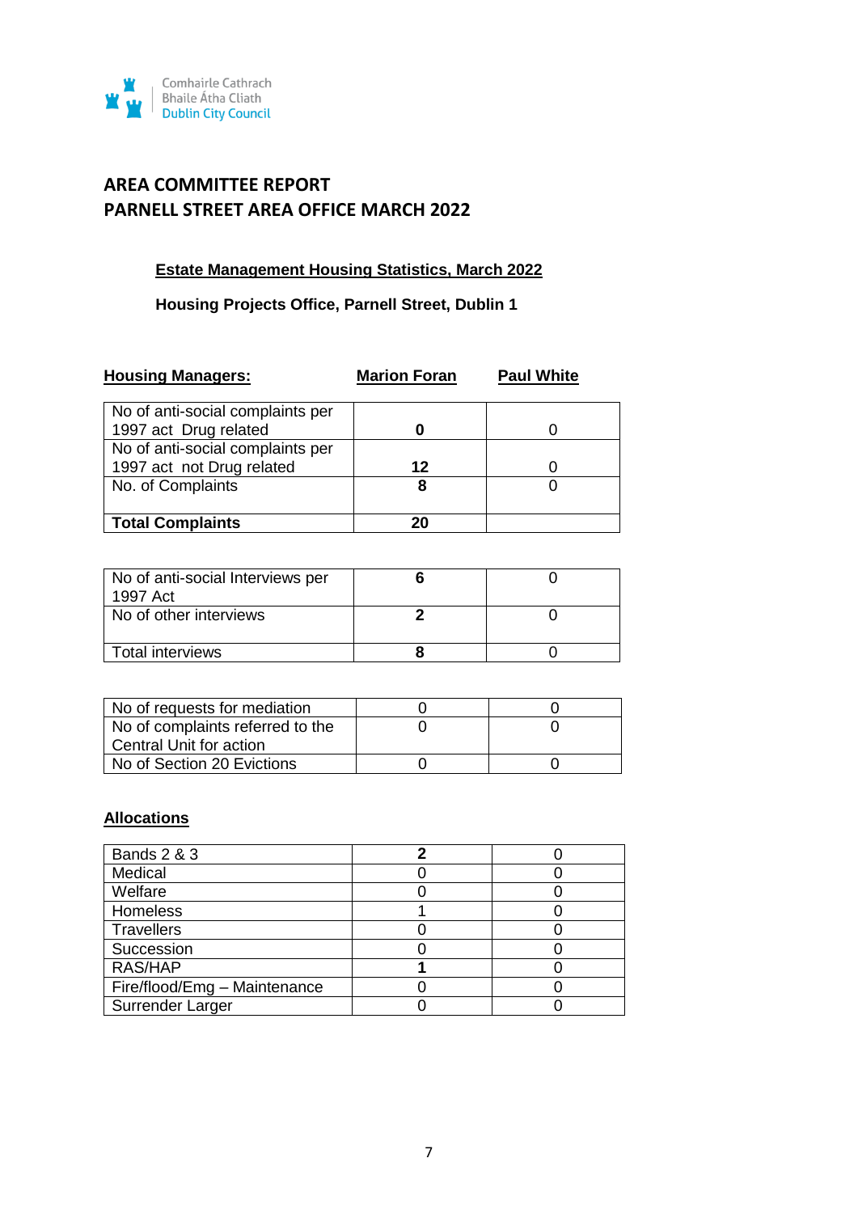Comhairle Cathrach Bhaile Átha Cliath
Dublin City Council

# AREA COMMITTEE REPORT
# PARNELL STREET AREA OFFICE MARCH 2022

## Estate Management Housing Statistics, March 2022

**Housing Projects Office, Parnell Street, Dublin 1**

| Housing Managers: | Marion Foran | Paul White |
|---|---|---|
| No of anti-social complaints per 1997 act Drug related | **0** | 0 |
| No of anti-social complaints per 1997 act not Drug related | **12** | 0 |
| No. of Complaints | **8** | 0 |
| **Total Complaints** | **20** | |

| | | |
|---|---|---|
| No of anti-social Interviews per 1997 Act | **6** | 0 |
| No of other interviews | **2** | 0 |
| Total interviews | **8** | 0 |

| | | |
|---|---|---|
| No of requests for mediation | 0 | 0 |
| No of complaints referred to the Central Unit for action | 0 | 0 |
| No of Section 20 Evictions | 0 | 0 |

### Allocations

| | | |
|---|---|---|
| Bands 2 & 3 | **2** | 0 |
| Medical | 0 | 0 |
| Welfare | 0 | 0 |
| Homeless | 1 | 0 |
| Travellers | 0 | 0 |
| Succession | 0 | 0 |
| RAS/HAP | **1** | 0 |
| Fire/flood/Emg – Maintenance | 0 | 0 |
| Surrender Larger | 0 | 0 |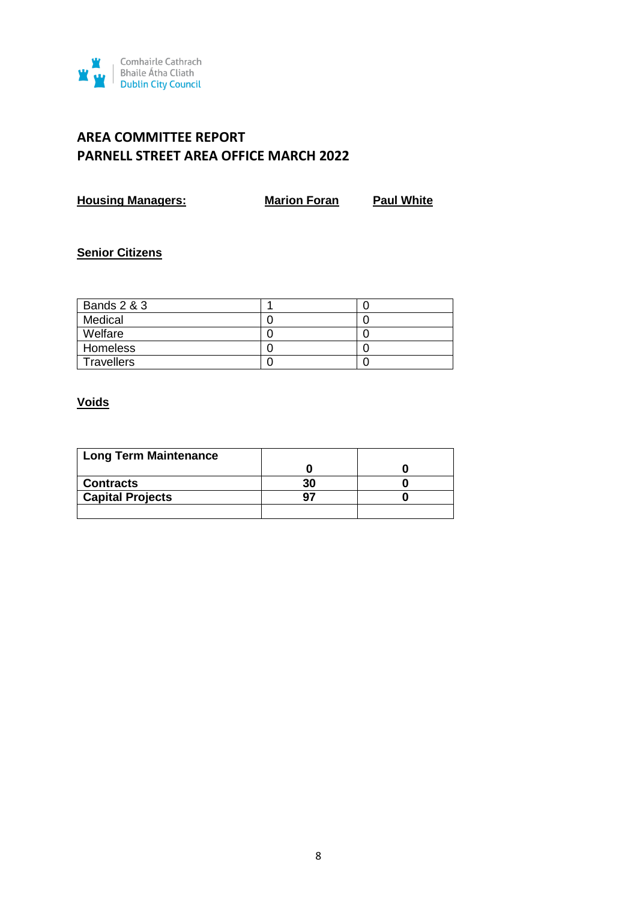Comhairle Cathrach
Bhaile Átha Cliath
Dublin City Council

## AREA COMMITTEE REPORT
## PARNELL STREET AREA OFFICE MARCH 2022

**Housing Managers:** **Marion Foran** **Paul White**

### Senior Citizens

| | | |
|---|---|---|
| Bands 2 & 3 | 1 | 0 |
| Medical | 0 | 0 |
| Welfare | 0 | 0 |
| Homeless | 0 | 0 |
| Travellers | 0 | 0 |

### Voids

| | | |
|---|---|---|
| **Long Term Maintenance** | **0** | **0** |
| **Contracts** | **30** | **0** |
| **Capital Projects** | **97** | **0** |
| | | |